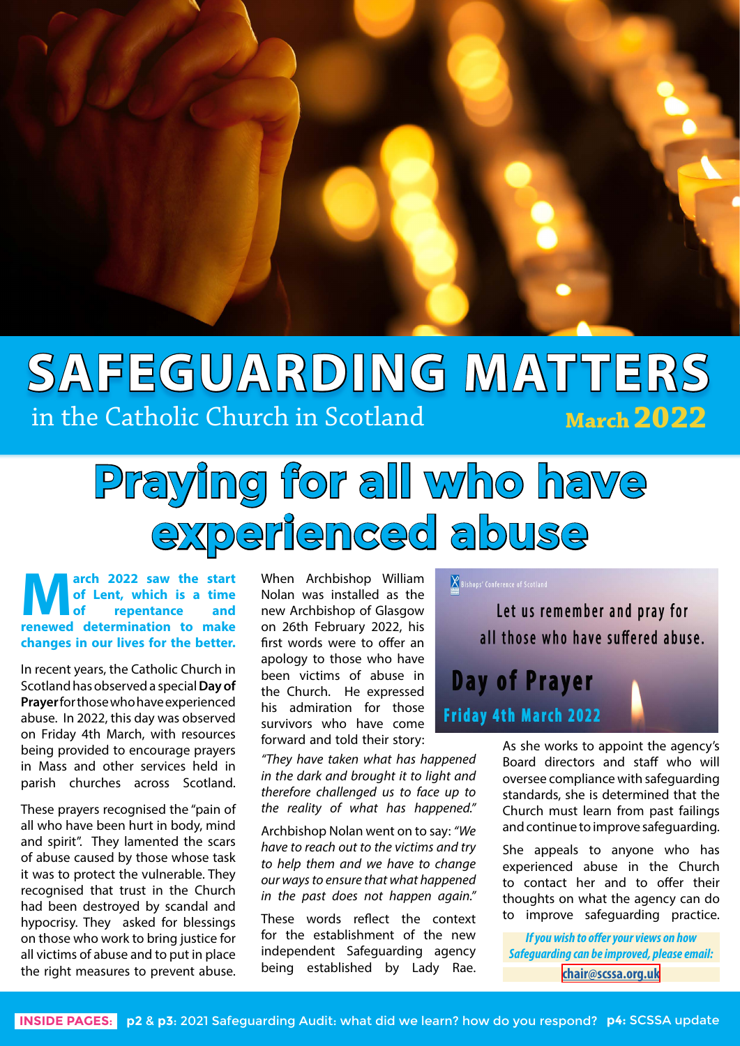# SAFEGUARDING MATTERS

in the Catholic Church in Scotland **March 2022**

# Praying for all who have experienced abuse

**March 2022 saw the start of Lent, which is a time of repentance and renewed determination to make changes in our lives for the better.**

In recent years, the Catholic Church in Scotland has observed a special **Day of Prayer** for those who have experienced abuse. In 2022, this day was observed on Friday 4th March, with resources being provided to encourage prayers in Mass and other services held in parish churches across Scotland.

These prayers recognised the "pain of all who have been hurt in body, mind and spirit". They lamented the scars of abuse caused by those whose task it was to protect the vulnerable. They recognised that trust in the Church had been destroyed by scandal and hypocrisy. They asked for blessings on those who work to bring justice for all victims of abuse and to put in place the right measures to prevent abuse.

When Archbishop William Nolan was installed as the new Archbishop of Glasgow on 26th February 2022, his first words were to offer an apology to those who have been victims of abuse in the Church. He expressed his admiration for those survivors who have come forward and told their story:

*"They have taken what has happened in the dark and brought it to light and therefore challenged us to face up to the reality of what has happened."*

Archbishop Nolan went on to say: *"We have to reach out to the victims and try to help them and we have to change our ways to ensure that what happened in the past does not happen again."*

These words reflect the context for the establishment of the new independent Safeguarding agency being established by Lady Rae.

Bishops' Conference of Scotland

Let us remember and pray for all those who have suffered abuse.

**Day of Prayer**

**Friday 4th March 2022**

As she works to appoint the agency's Board directors and staff who will oversee compliance with safeguarding standards, she is determined that the Church must learn from past failings and continue to improve safeguarding.

She appeals to anyone who has experienced abuse in the Church to contact her and to offer their thoughts on what the agency can do to improve safeguarding practice.

***If you wish to offer your views on how Safeguarding can be improved, please email:***

**chair@scssa.org.uk**

**INSIDE PAGES:** **p2** & **p3**: 2021 Safeguarding Audit: what did we learn? how do you respond? **p4**: SCSSA update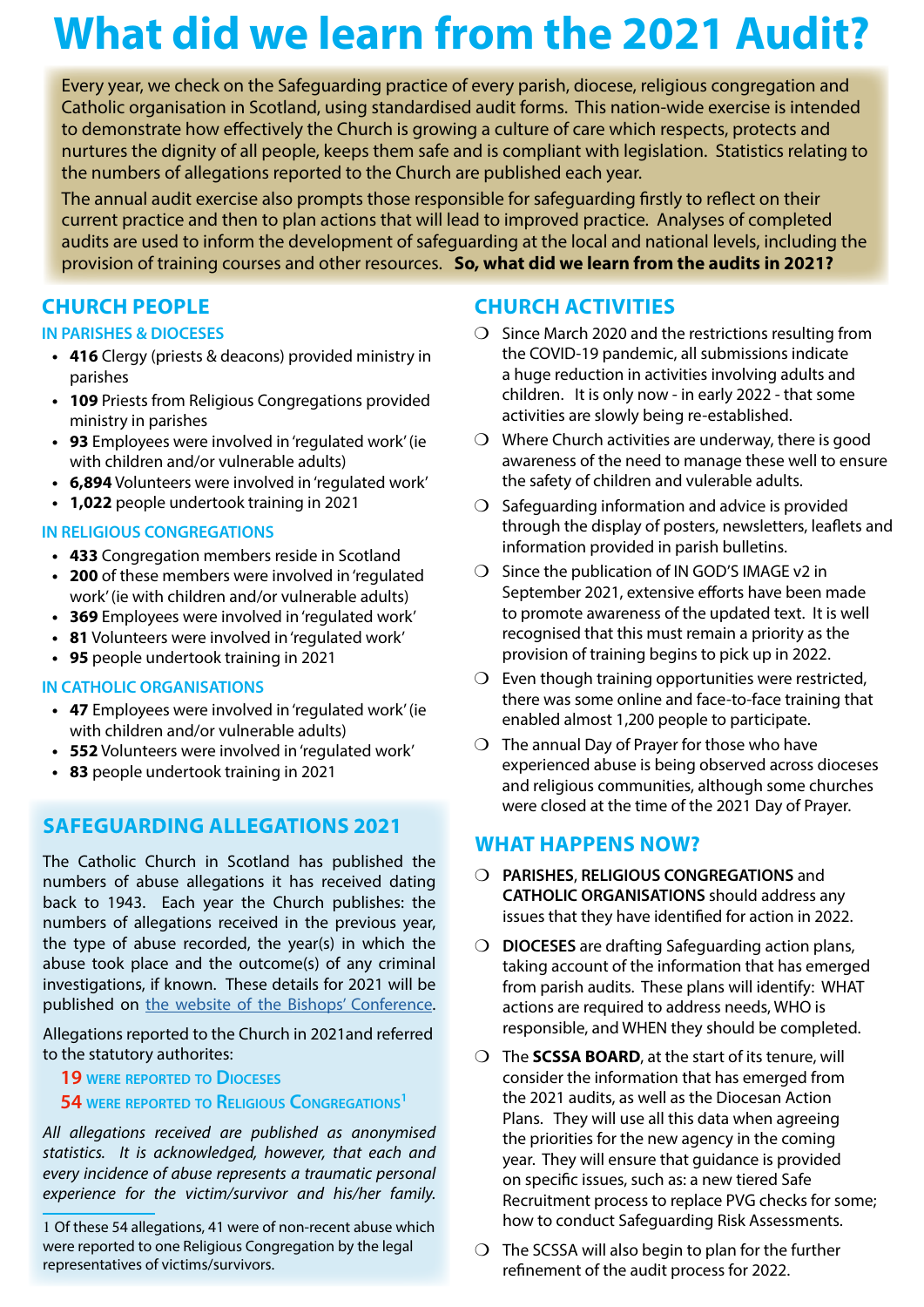# What did we learn from the 2021 Audit?

Every year, we check on the Safeguarding practice of every parish, diocese, religious congregation and Catholic organisation in Scotland, using standardised audit forms. This nation-wide exercise is intended to demonstrate how effectively the Church is growing a culture of care which respects, protects and nurtures the dignity of all people, keeps them safe and is compliant with legislation. Statistics relating to the numbers of allegations reported to the Church are published each year.

The annual audit exercise also prompts those responsible for safeguarding firstly to reflect on their current practice and then to plan actions that will lead to improved practice. Analyses of completed audits are used to inform the development of safeguarding at the local and national levels, including the provision of training courses and other resources. **So, what did we learn from the audits in 2021?**

## CHURCH PEOPLE

### IN PARISHES & DIOCESES

- **416** Clergy (priests & deacons) provided ministry in parishes
- **109** Priests from Religious Congregations provided ministry in parishes
- **93** Employees were involved in 'regulated work' (ie with children and/or vulnerable adults)
- **6,894** Volunteers were involved in 'regulated work'
- **1,022** people undertook training in 2021

### IN RELIGIOUS CONGREGATIONS

- **433** Congregation members reside in Scotland
- **200** of these members were involved in 'regulated work' (ie with children and/or vulnerable adults)
- **369** Employees were involved in 'regulated work'
- **81** Volunteers were involved in 'regulated work'
- **95** people undertook training in 2021

### IN CATHOLIC ORGANISATIONS

- **47** Employees were involved in 'regulated work' (ie with children and/or vulnerable adults)
- **552** Volunteers were involved in 'regulated work'
- **83** people undertook training in 2021

## SAFEGUARDING ALLEGATIONS 2021

The Catholic Church in Scotland has published the numbers of abuse allegations it has received dating back to 1943. Each year the Church publishes: the numbers of allegations received in the previous year, the type of abuse recorded, the year(s) in which the abuse took place and the outcome(s) of any criminal investigations, if known. These details for 2021 will be published on the website of the Bishops' Conference.

Allegations reported to the Church in 2021and referred to the statutory authorites:

**19** WERE REPORTED TO DIOCESES

**54** WERE REPORTED TO RELIGIOUS CONGREGATIONS[1]

*All allegations received are published as anonymised statistics. It is acknowledged, however, that each and every incidence of abuse represents a traumatic personal experience for the victim/survivor and his/her family.*

1 Of these 54 allegations, 41 were of non-recent abuse which were reported to one Religious Congregation by the legal representatives of victims/survivors.

## CHURCH ACTIVITIES

- Since March 2020 and the restrictions resulting from the COVID-19 pandemic, all submissions indicate a huge reduction in activities involving adults and children. It is only now - in early 2022 - that some activities are slowly being re-established.
- Where Church activities are underway, there is good awareness of the need to manage these well to ensure the safety of children and vulerable adults.
- Safeguarding information and advice is provided through the display of posters, newsletters, leaflets and information provided in parish bulletins.
- Since the publication of IN GOD'S IMAGE v2 in September 2021, extensive efforts have been made to promote awareness of the updated text. It is well recognised that this must remain a priority as the provision of training begins to pick up in 2022.
- Even though training opportunities were restricted, there was some online and face-to-face training that enabled almost 1,200 people to participate.
- The annual Day of Prayer for those who have experienced abuse is being observed across dioceses and religious communities, although some churches were closed at the time of the 2021 Day of Prayer.

## WHAT HAPPENS NOW?

- **PARISHES**, **RELIGIOUS CONGREGATIONS** and **CATHOLIC ORGANISATIONS** should address any issues that they have identified for action in 2022.
- **DIOCESES** are drafting Safeguarding action plans, taking account of the information that has emerged from parish audits. These plans will identify: WHAT actions are required to address needs, WHO is responsible, and WHEN they should be completed.
- The **SCSSA BOARD**, at the start of its tenure, will consider the information that has emerged from the 2021 audits, as well as the Diocesan Action Plans. They will use all this data when agreeing the priorities for the new agency in the coming year. They will ensure that guidance is provided on specific issues, such as: a new tiered Safe Recruitment process to replace PVG checks for some; how to conduct Safeguarding Risk Assessments.
- The SCSSA will also begin to plan for the further refinement of the audit process for 2022.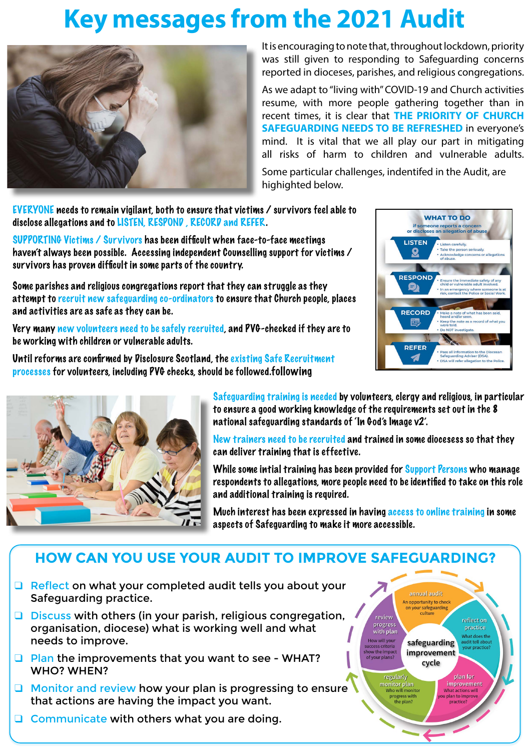# Key messages from the 2021 Audit

It is encouraging to note that, throughout lockdown, priority was still given to responding to Safeguarding concerns reported in dioceses, parishes, and religious congregations.

As we adapt to "living with" COVID-19 and Church activities resume, with more people gathering together than in recent times, it is clear that **THE PRIORITY OF CHURCH SAFEGUARDING NEEDS TO BE REFRESHED** in everyone's mind. It is vital that we all play our part in mitigating all risks of harm to children and vulnerable adults.

Some particular challenges, indentifed in the Audit, are highlighted below.

**EVERYONE** needs to remain vigilant, both to ensure that victims / survivors feel able to disclose allegations and to **LISTEN, RESPOND , RECORD and REFER**.

**SUPPORTING Victims / Survivors** has been difficult when face-to-face meetings haven't always been possible. Accessing independent Counselling support for victims / survivors has proven difficult in some parts of the country.

Some parishes and religious congregations report that they can struggle as they attempt to **recruit new safeguarding co-ordinators** to ensure that Church people, places and activities are as safe as they can be.

Very many **new volunteers need to be safely recruited**, and PVG-checked if they are to be working with children or vulnerable adults.

Until reforms are confirmed by Disclosure Scotland, the **existing Safe Recruitment processes** for volunteers, including PVG checks, should be followed.following

**WHAT TO DO**
if someone reports a concern or discloses an allegation of abuse

**LISTEN**
- Listen carefully.
- Take the person seriously.
- Acknowledge concerns or allegations of abuse.

**RESPOND**
- Ensure the immediate safety of any child or vulnerable adult involved.
- In an emergency where someone is at risk, contact the Police or Social Work.

**RECORD**
- Make a note of what has been said, heard and/or seen.
- Keep the note as a record of what you were told.
- Do NOT investigate.

**REFER**
- Pass all information to the Diocesan Safeguarding Adviser (DSA).
- DSA will refer allegation to the Police.

**Safeguarding training is needed** by volunteers, clergy and religious, in particular to ensure a good working knowledge of the requirements set out in the 8 national safeguarding standards of 'In God's Image v2'.

**New trainers need to be recruited** and trained in some diocesess so that they can deliver training that is effective.

While some intial training has been provided for **Support Persons** who manage respondents to allegations, more people need to be identified to take on this role and additional training is required.

Much interest has been expressed in having **access to online training** in some aspects of Safeguarding to make it more accessible.

## HOW CAN YOU USE YOUR AUDIT TO IMPROVE SAFEGUARDING?

- **Reflect** on what your completed audit tells you about your Safeguarding practice.
- **Discuss** with others (in your parish, religious congregation, organisation, diocese) what is working well and what needs to improve.
- **Plan** the improvements that you want to see - WHAT? WHO? WHEN?
- **Monitor and review** how your plan is progressing to ensure that actions are having the impact you want.
- **Communicate** with others what you are doing.

**safeguarding improvement cycle**

- **annual audit** – An opportunity to check on your safeguarding culture
- **reflect on practice** – What does the audit tell about your practice?
- **plan for improvement** – What actions will you plan to improve practice?
- **regularly monitor plan** – Who will monitor progress with the plan?
- **review progress with plan** – How will your success criteria show the impact of your plans?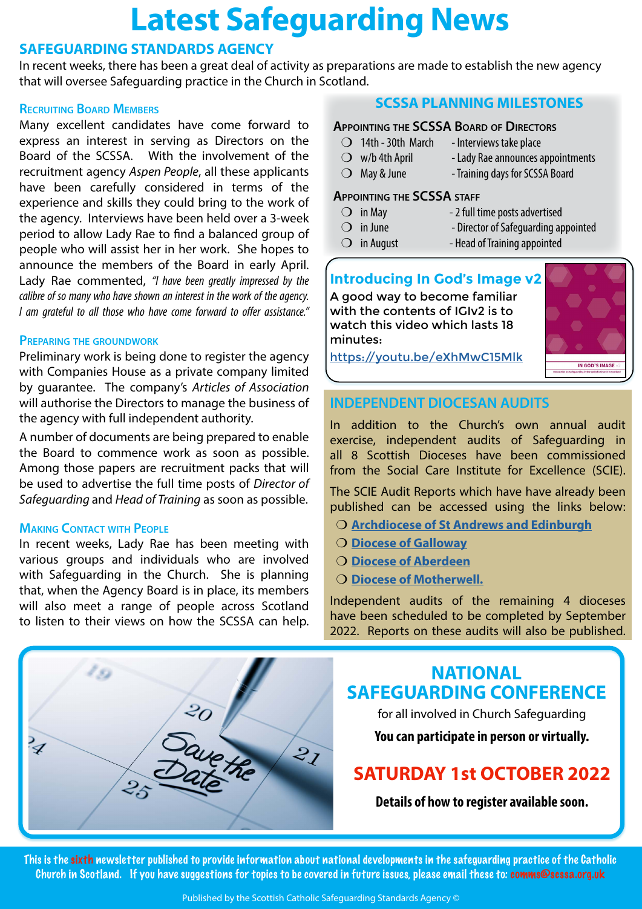# Latest Safeguarding News

## SAFEGUARDING STANDARDS AGENCY

In recent weeks, there has been a great deal of activity as preparations are made to establish the new agency that will oversee Safeguarding practice in the Church in Scotland.

### Recruiting Board Members

Many excellent candidates have come forward to express an interest in serving as Directors on the Board of the SCSSA. With the involvement of the recruitment agency *Aspen People*, all these applicants have been carefully considered in terms of the experience and skills they could bring to the work of the agency. Interviews have been held over a 3-week period to allow Lady Rae to find a balanced group of people who will assist her in her work. She hopes to announce the members of the Board in early April. Lady Rae commented, *"I have been greatly impressed by the calibre of so many who have shown an interest in the work of the agency. I am grateful to all those who have come forward to offer assistance."*

### Preparing the groundwork

Preliminary work is being done to register the agency with Companies House as a private company limited by guarantee. The company's *Articles of Association* will authorise the Directors to manage the business of the agency with full independent authority.

A number of documents are being prepared to enable the Board to commence work as soon as possible. Among those papers are recruitment packs that will be used to advertise the full time posts of *Director of Safeguarding* and *Head of Training* as soon as possible.

### Making Contact with People

In recent weeks, Lady Rae has been meeting with various groups and individuals who are involved with Safeguarding in the Church. She is planning that, when the Agency Board is in place, its members will also meet a range of people across Scotland to listen to their views on how the SCSSA can help.

## SCSSA PLANNING MILESTONES

### Appointing the SCSSA Board of Directors

- 14th - 30th March - Interviews take place
- w/b 4th April - Lady Rae announces appointments
- May & June - Training days for SCSSA Board

### Appointing the SCSSA staff

- in May - 2 full time posts advertised
- in June - Director of Safeguarding appointed
- in August - Head of Training appointed

## Introducing In God's Image v2

A good way to become familiar with the contents of IGIv2 is to watch this video which lasts 18 minutes:

https://youtu.be/eXhMwC15MIk

## INDEPENDENT DIOCESAN AUDITS

In addition to the Church's own annual audit exercise, independent audits of Safeguarding in all 8 Scottish Dioceses have been commissioned from the Social Care Institute for Excellence (SCIE).

The SCIE Audit Reports which have have already been published can be accessed using the links below:

- **Archdiocese of St Andrews and Edinburgh**
- **Diocese of Galloway**
- **Diocese of Aberdeen**
- **Diocese of Motherwell.**

Independent audits of the remaining 4 dioceses have been scheduled to be completed by September 2022. Reports on these audits will also be published.

## NATIONAL SAFEGUARDING CONFERENCE

for all involved in Church Safeguarding

**You can participate in person or virtually.**

## SATURDAY 1st OCTOBER 2022

**Details of how to register available soon.**

This is the sixth newsletter published to provide information about national developments in the safeguarding practice of the Catholic Church in Scotland. If you have suggestions for topics to be covered in future issues, please email these to: comms@scssa.org.uk

Published by the Scottish Catholic Safeguarding Standards Agency ©